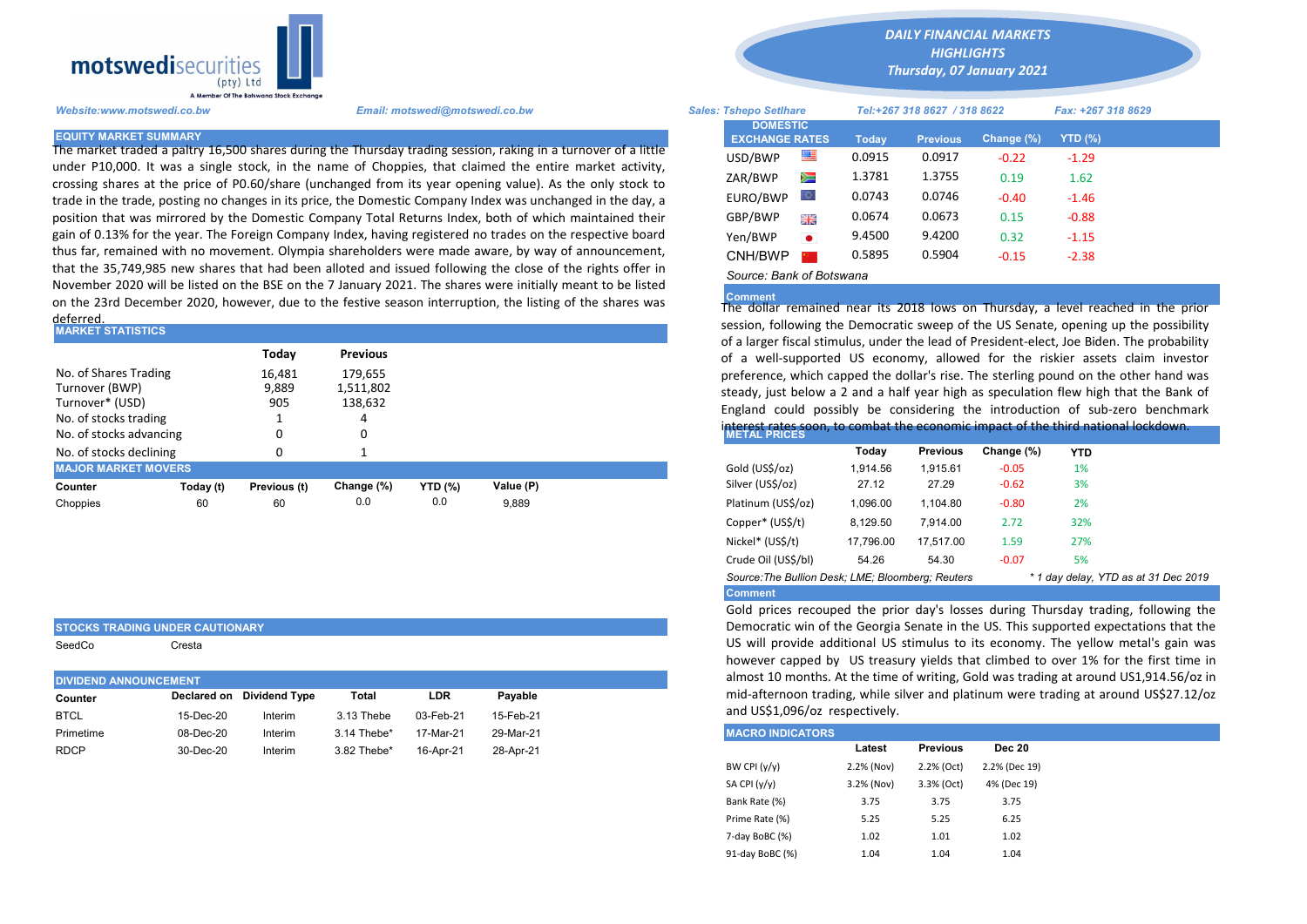# motswedisecurities (pty) Ltd

A Member Of The Botswana Stock Exchange

## DAILY FINANCIAL MARKETS HIGHLIGHTS

### Thursday, 07 January 2021

Website:www.motswedi.co.bw | Email: motswedi@motswedi.co.bw | Sales: Tshepo Setlhare | Tel:+267 318 8627 / 318 8622 | Fax: +267 318 8629

## EQUITY MARKET SUMMARY

The market traded a paltry 16,500 shares during the Thursday trading session, raking in a turnover of a little under P10,000. It was a single stock, in the name of Choppies, that claimed the entire market activity, crossing shares at the price of P0.60/share (unchanged from its year opening value). As the only stock to trade in the trade, posting no changes in its price, the Domestic Company Index was unchanged in the day, a position that was mirrored by the Domestic Company Total Returns Index, both of which maintained their gain of 0.13% for the year. The Foreign Company Index, having registered no trades on the respective board thus far, remained with no movement. Olympia shareholders were made aware, by way of announcement, that the 35,749,985 new shares that had been alloted and issued following the close of the rights offer in November 2020 will be listed on the BSE on the 7 January 2021. The shares were initially meant to be listed on the 23rd December 2020, however, due to the festive season interruption, the listing of the shares was deferred.

## MARKET STATISTICS

| | Today | Previous |
|---|---|---|
| No. of Shares Trading | 16,481 | 179,655 |
| Turnover (BWP) | 9,889 | 1,511,802 |
| Turnover* (USD) | 905 | 138,632 |
| No. of stocks trading | 1 | 4 |
| No. of stocks advancing | 0 | 0 |
| No. of stocks declining | 0 | 1 |

## MAJOR MARKET MOVERS

| Counter | Today (t) | Previous (t) | Change (%) | YTD (%) | Value (P) |
|---|---|---|---|---|---|
| Choppies | 60 | 60 | 0.0 | 0.0 | 9,889 |

## STOCKS TRADING UNDER CAUTIONARY

SeedCo | Cresta

## DIVIDEND ANNOUNCEMENT

| Counter | Declared on | Dividend Type | Total | LDR | Payable |
|---|---|---|---|---|---|
| BTCL | 15-Dec-20 | Interim | 3.13 Thebe | 03-Feb-21 | 15-Feb-21 |
| Primetime | 08-Dec-20 | Interim | 3.14 Thebe* | 17-Mar-21 | 29-Mar-21 |
| RDCP | 30-Dec-20 | Interim | 3.82 Thebe* | 16-Apr-21 | 28-Apr-21 |

## DOMESTIC EXCHANGE RATES

| DOMESTIC EXCHANGE RATES | Today | Previous | Change (%) | YTD (%) |
|---|---|---|---|---|
| USD/BWP | 0.0915 | 0.0917 | -0.22 | -1.29 |
| ZAR/BWP | 1.3781 | 1.3755 | 0.19 | 1.62 |
| EURO/BWP | 0.0743 | 0.0746 | -0.40 | -1.46 |
| GBP/BWP | 0.0674 | 0.0673 | 0.15 | -0.88 |
| Yen/BWP | 9.4500 | 9.4200 | 0.32 | -1.15 |
| CNH/BWP | 0.5895 | 0.5904 | -0.15 | -2.38 |

*Source: Bank of Botswana*

**Comment**

The dollar remained near its 2018 lows on Thursday, a level reached in the prior session, following the Democratic sweep of the US Senate, opening up the possibility of a larger fiscal stimulus, under the lead of President-elect, Joe Biden. The probability of a well-supported US economy, allowed for the riskier assets claim investor preference, which capped the dollar's rise. The sterling pound on the other hand was steady, just below a 2 and a half year high as speculation flew high that the Bank of England could possibly be considering the introduction of sub-zero benchmark interest rates soon, to combat the economic impact of the third national lockdown.

## METAL PRICES

| | Today | Previous | Change (%) | YTD |
|---|---|---|---|---|
| Gold (US$/oz) | 1,914.56 | 1,915.61 | -0.05 | 1% |
| Silver (US$/oz) | 27.12 | 27.29 | -0.62 | 3% |
| Platinum (US$/oz) | 1,096.00 | 1,104.80 | -0.80 | 2% |
| Copper* (US$/t) | 8,129.50 | 7,914.00 | 2.72 | 32% |
| Nickel* (US$/t) | 17,796.00 | 17,517.00 | 1.59 | 27% |
| Crude Oil (US$/bl) | 54.26 | 54.30 | -0.07 | 5% |

*Source:The Bullion Desk; LME; Bloomberg; Reuters* | *\* 1 day delay, YTD as at 31 Dec 2019*

**Comment**

Gold prices recouped the prior day's losses during Thursday trading, following the Democratic win of the Georgia Senate in the US. This supported expectations that the US will provide additional US stimulus to its economy. The yellow metal's gain was however capped by US treasury yields that climbed to over 1% for the first time in almost 10 months. At the time of writing, Gold was trading at around US1,914.56/oz in mid-afternoon trading, while silver and platinum were trading at around US$27.12/oz and US$1,096/oz respectively.

## MACRO INDICATORS

| | Latest | Previous | Dec 20 |
|---|---|---|---|
| BW CPI (y/y) | 2.2% (Nov) | 2.2% (Oct) | 2.2% (Dec 19) |
| SA CPI (y/y) | 3.2% (Nov) | 3.3% (Oct) | 4% (Dec 19) |
| Bank Rate (%) | 3.75 | 3.75 | 3.75 |
| Prime Rate (%) | 5.25 | 5.25 | 6.25 |
| 7-day BoBC (%) | 1.02 | 1.01 | 1.02 |
| 91-day BoBC (%) | 1.04 | 1.04 | 1.04 |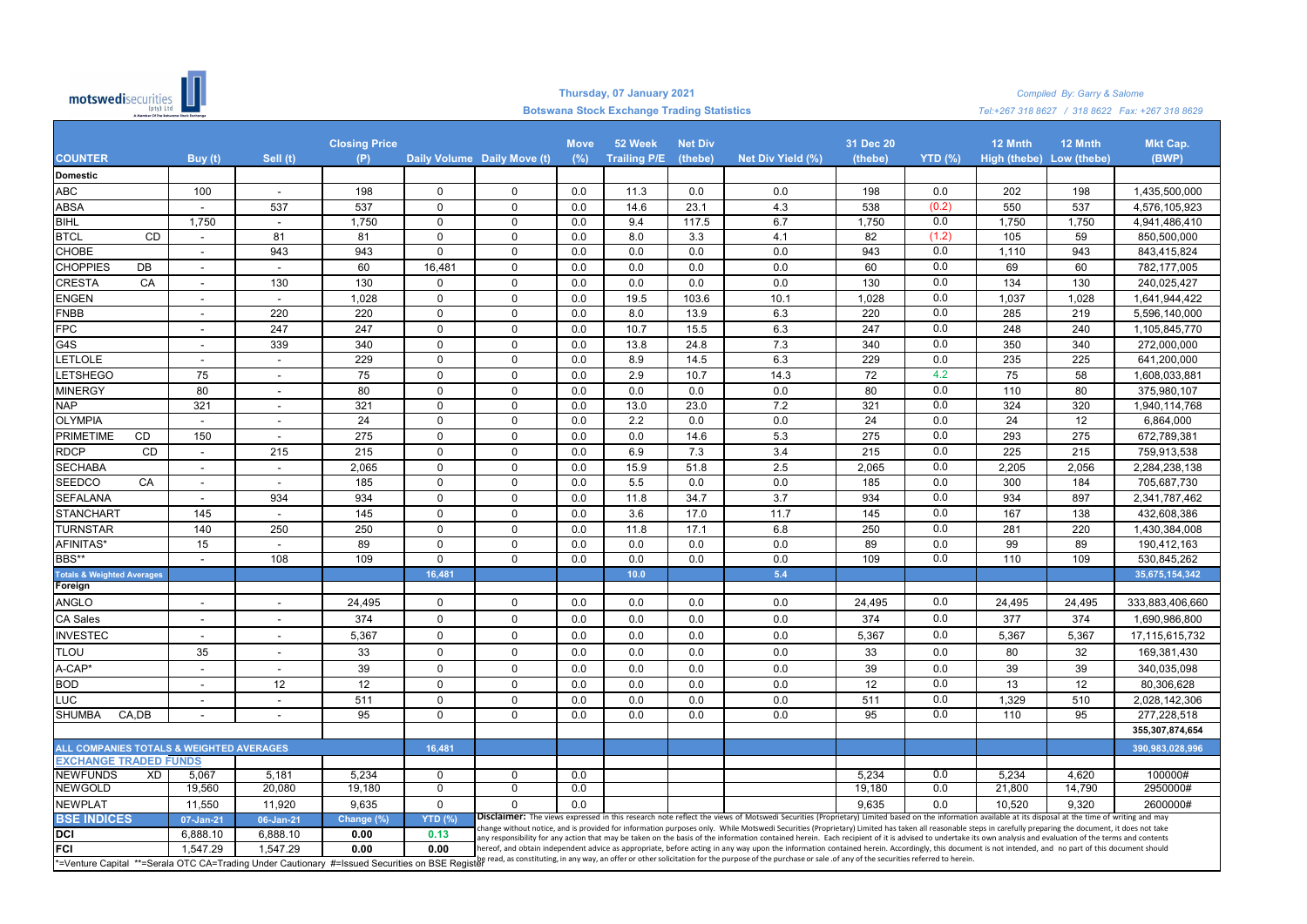motswedisecurities (pty) Ltd
A Member Of The Botswana Stock Exchange

**Thursday, 07 January 2021**
**Botswana Stock Exchange Trading Statistics**

*Compiled By: Garry & Salome*
*Tel:+267 318 8627 / 318 8622 Fax: +267 318 8629*

| COUNTER | | Buy (t) | Sell (t) | Closing Price (P) | Daily Volume | Daily Move (t) | Move (%) | 52 Week Trailing P/E | Net Div (thebe) | Net Div Yield (%) | 31 Dec 20 (thebe) | YTD (%) | 12 Mnth High (thebe) | 12 Mnth Low (thebe) | Mkt Cap. (BWP) |
|---|---|---|---|---|---|---|---|---|---|---|---|---|---|---|---|
| **Domestic** | | | | | | | | | | | | | | | |
| ABC | | 100 | - | 198 | 0 | 0 | 0.0 | 11.3 | 0.0 | 0.0 | 198 | 0.0 | 202 | 198 | 1,435,500,000 |
| ABSA | | - | 537 | 537 | 0 | 0 | 0.0 | 14.6 | 23.1 | 4.3 | 538 | (0.2) | 550 | 537 | 4,576,105,923 |
| BIHL | | 1,750 | - | 1,750 | 0 | 0 | 0.0 | 9.4 | 117.5 | 6.7 | 1,750 | 0.0 | 1,750 | 1,750 | 4,941,486,410 |
| BTCL | CD | - | 81 | 81 | 0 | 0 | 0.0 | 8.0 | 3.3 | 4.1 | 82 | (1.2) | 105 | 59 | 850,500,000 |
| CHOBE | | - | 943 | 943 | 0 | 0 | 0.0 | 0.0 | 0.0 | 0.0 | 943 | 0.0 | 1,110 | 943 | 843,415,824 |
| CHOPPIES | DB | - | - | 60 | 16,481 | 0 | 0.0 | 0.0 | 0.0 | 0.0 | 60 | 0.0 | 69 | 60 | 782,177,005 |
| CRESTA | CA | - | 130 | 130 | 0 | 0 | 0.0 | 0.0 | 0.0 | 0.0 | 130 | 0.0 | 134 | 130 | 240,025,427 |
| ENGEN | | - | - | 1,028 | 0 | 0 | 0.0 | 19.5 | 103.6 | 10.1 | 1,028 | 0.0 | 1,037 | 1,028 | 1,641,944,422 |
| FNBB | | - | 220 | 220 | 0 | 0 | 0.0 | 8.0 | 13.9 | 6.3 | 220 | 0.0 | 285 | 219 | 5,596,140,000 |
| FPC | | - | 247 | 247 | 0 | 0 | 0.0 | 10.7 | 15.5 | 6.3 | 247 | 0.0 | 248 | 240 | 1,105,845,770 |
| G4S | | - | 339 | 340 | 0 | 0 | 0.0 | 13.8 | 24.8 | 7.3 | 340 | 0.0 | 350 | 340 | 272,000,000 |
| LETLOLE | | - | - | 229 | 0 | 0 | 0.0 | 8.9 | 14.5 | 6.3 | 229 | 0.0 | 235 | 225 | 641,200,000 |
| LETSHEGO | | 75 | - | 75 | 0 | 0 | 0.0 | 2.9 | 10.7 | 14.3 | 72 | 4.2 | 75 | 58 | 1,608,033,881 |
| MINERGY | | 80 | - | 80 | 0 | 0 | 0.0 | 0.0 | 0.0 | 0.0 | 80 | 0.0 | 110 | 80 | 375,980,107 |
| NAP | | 321 | - | 321 | 0 | 0 | 0.0 | 13.0 | 23.0 | 7.2 | 321 | 0.0 | 324 | 320 | 1,940,114,768 |
| OLYMPIA | | - | - | 24 | 0 | 0 | 0.0 | 2.2 | 0.0 | 0.0 | 24 | 0.0 | 24 | 12 | 6,864,000 |
| PRIMETIME | CD | 150 | - | 275 | 0 | 0 | 0.0 | 0.0 | 14.6 | 5.3 | 275 | 0.0 | 293 | 275 | 672,789,381 |
| RDCP | CD | - | 215 | 215 | 0 | 0 | 0.0 | 6.9 | 7.3 | 3.4 | 215 | 0.0 | 225 | 215 | 759,913,538 |
| SECHABA | | - | - | 2,065 | 0 | 0 | 0.0 | 15.9 | 51.8 | 2.5 | 2,065 | 0.0 | 2,205 | 2,056 | 2,284,238,138 |
| SEEDCO | CA | - | - | 185 | 0 | 0 | 0.0 | 5.5 | 0.0 | 0.0 | 185 | 0.0 | 300 | 184 | 705,687,730 |
| SEFALANA | | - | 934 | 934 | 0 | 0 | 0.0 | 11.8 | 34.7 | 3.7 | 934 | 0.0 | 934 | 897 | 2,341,787,462 |
| STANCHART | | 145 | - | 145 | 0 | 0 | 0.0 | 3.6 | 17.0 | 11.7 | 145 | 0.0 | 167 | 138 | 432,608,386 |
| TURNSTAR | | 140 | 250 | 250 | 0 | 0 | 0.0 | 11.8 | 17.1 | 6.8 | 250 | 0.0 | 281 | 220 | 1,430,384,008 |
| AFINITAS* | | 15 | - | 89 | 0 | 0 | 0.0 | 0.0 | 0.0 | 0.0 | 89 | 0.0 | 99 | 89 | 190,412,163 |
| BBS** | | - | 108 | 109 | 0 | 0 | 0.0 | 0.0 | 0.0 | 0.0 | 109 | 0.0 | 110 | 109 | 530,845,262 |
| **Totals & Weighted Averages** | | | | | **16,481** | | | **10.0** | | **5.4** | | | | | **35,675,154,342** |
| **Foreign** | | | | | | | | | | | | | | | |
| ANGLO | | - | - | 24,495 | 0 | 0 | 0.0 | 0.0 | 0.0 | 0.0 | 24,495 | 0.0 | 24,495 | 24,495 | 333,883,406,660 |
| CA Sales | | - | - | 374 | 0 | 0 | 0.0 | 0.0 | 0.0 | 0.0 | 374 | 0.0 | 377 | 374 | 1,690,986,800 |
| INVESTEC | | - | - | 5,367 | 0 | 0 | 0.0 | 0.0 | 0.0 | 0.0 | 5,367 | 0.0 | 5,367 | 5,367 | 17,115,615,732 |
| TLOU | | 35 | - | 33 | 0 | 0 | 0.0 | 0.0 | 0.0 | 0.0 | 33 | 0.0 | 80 | 32 | 169,381,430 |
| A-CAP* | | - | - | 39 | 0 | 0 | 0.0 | 0.0 | 0.0 | 0.0 | 39 | 0.0 | 39 | 39 | 340,035,098 |
| BOD | | - | 12 | 12 | 0 | 0 | 0.0 | 0.0 | 0.0 | 0.0 | 12 | 0.0 | 13 | 12 | 80,306,628 |
| LUC | | - | - | 511 | 0 | 0 | 0.0 | 0.0 | 0.0 | 0.0 | 511 | 0.0 | 1,329 | 510 | 2,028,142,306 |
| SHUMBA | CA,DB | - | - | 95 | 0 | 0 | 0.0 | 0.0 | 0.0 | 0.0 | 95 | 0.0 | 110 | 95 | 277,228,518 |
| | | | | | | | | | | | | | | | **355,307,874,654** |
| **ALL COMPANIES TOTALS & WEIGHTED AVERAGES** | | | | | **16,481** | | | | | | | | | | **390,983,028,996** |
| **EXCHANGE TRADED FUNDS** | | | | | | | | | | | | | | | |
| NEWFUNDS | XD | 5,067 | 5,181 | 5,234 | 0 | 0 | 0.0 | | | | 5,234 | 0.0 | 5,234 | 4,620 | 100000# |
| NEWGOLD | | 19,560 | 20,080 | 19,180 | 0 | 0 | 0.0 | | | | 19,180 | 0.0 | 21,800 | 14,790 | 2950000# |
| NEWPLAT | | 11,550 | 11,920 | 9,635 | 0 | 0 | 0.0 | | | | 9,635 | 0.0 | 10,520 | 9,320 | 2600000# |

| BSE INDICES | 07-Jan-21 | 06-Jan-21 | Change (%) | YTD (%) |
|---|---|---|---|---|
| DCI | 6,888.10 | 6,888.10 | 0.00 | 0.13 |
| FCI | 1,547.29 | 1,547.29 | 0.00 | 0.00 |

*=Venture Capital **=Serala OTC CA=Trading Under Cautionary #=Issued Securities on BSE Register

**Disclaimer:** The views expressed in this research note reflect the views of Motswedi Securities (Proprietary) Limited based on the information available at its disposal at the time of writing and may change without notice, and is provided for information purposes only. While Motswedi Securities (Proprietary) Limited has taken all reasonable steps in carefully preparing the document, it does not take any responsibility for any action that may be taken on the basis of the information contained herein. Each recipient of it is advised to undertake its own analysis and evaluation of the terms and contents hereof, and obtain independent advice as appropriate, before acting in any way upon the information contained herein. Accordingly, this document is not intended, and no part of this document should be read, as constituting, in any way, an offer or other solicitation for the purpose of the purchase or sale .of any of the securities referred to herein.